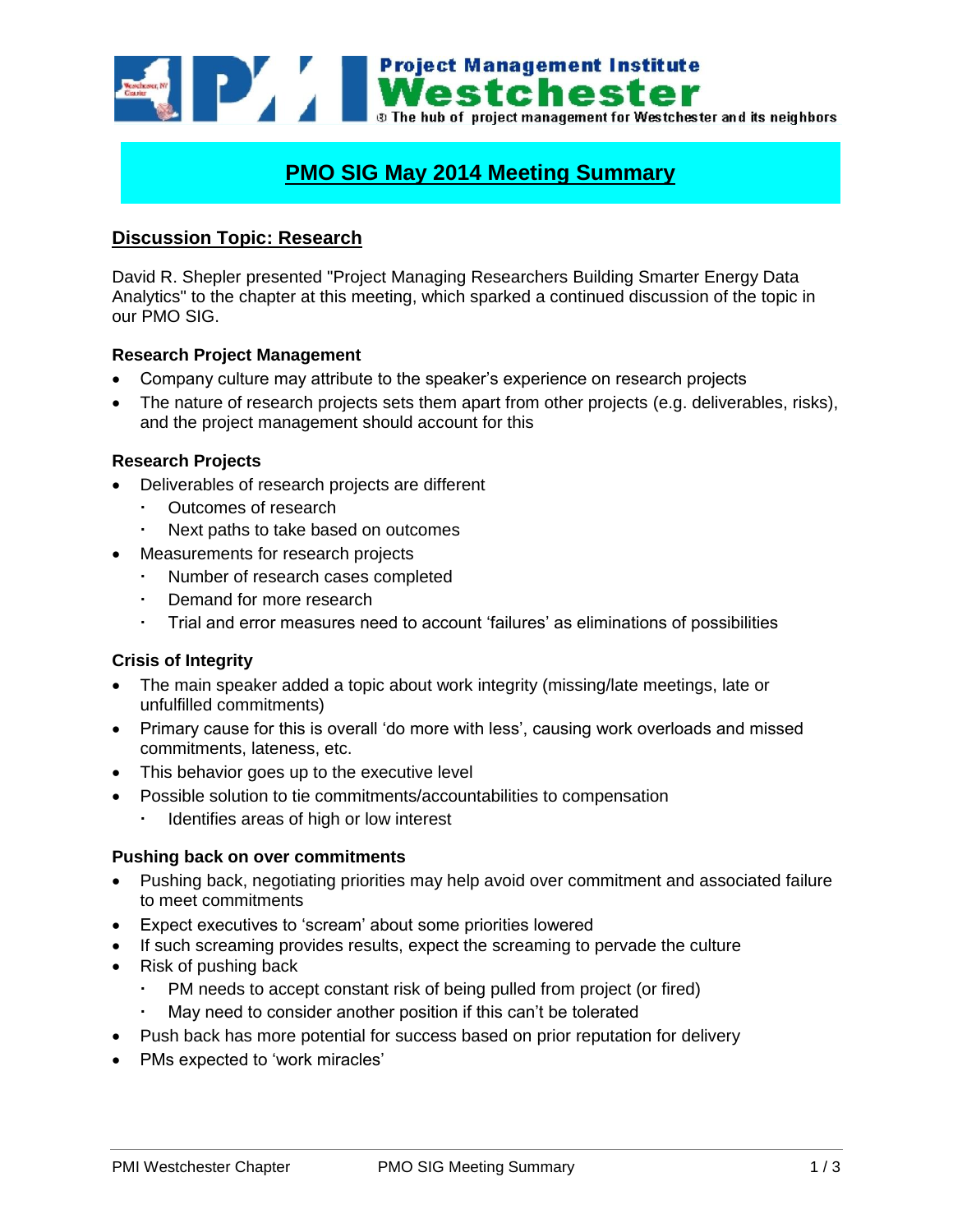Project Management Institute
**Westchester**
The hub of project management for Westchester and its neighbors

# PMO SIG May 2014 Meeting Summary

## Discussion Topic: Research

David R. Shepler presented "Project Managing Researchers Building Smarter Energy Data Analytics" to the chapter at this meeting, which sparked a continued discussion of the topic in our PMO SIG.

### Research Project Management

- Company culture may attribute to the speaker's experience on research projects
- The nature of research projects sets them apart from other projects (e.g. deliverables, risks), and the project management should account for this

### Research Projects

- Deliverables of research projects are different
  - Outcomes of research
  - Next paths to take based on outcomes
- Measurements for research projects
  - Number of research cases completed
  - Demand for more research
  - Trial and error measures need to account 'failures' as eliminations of possibilities

### Crisis of Integrity

- The main speaker added a topic about work integrity (missing/late meetings, late or unfulfilled commitments)
- Primary cause for this is overall 'do more with less', causing work overloads and missed commitments, lateness, etc.
- This behavior goes up to the executive level
- Possible solution to tie commitments/accountabilities to compensation
  - Identifies areas of high or low interest

### Pushing back on over commitments

- Pushing back, negotiating priorities may help avoid over commitment and associated failure to meet commitments
- Expect executives to 'scream' about some priorities lowered
- If such screaming provides results, expect the screaming to pervade the culture
- Risk of pushing back
  - PM needs to accept constant risk of being pulled from project (or fired)
  - May need to consider another position if this can't be tolerated
- Push back has more potential for success based on prior reputation for delivery
- PMs expected to 'work miracles'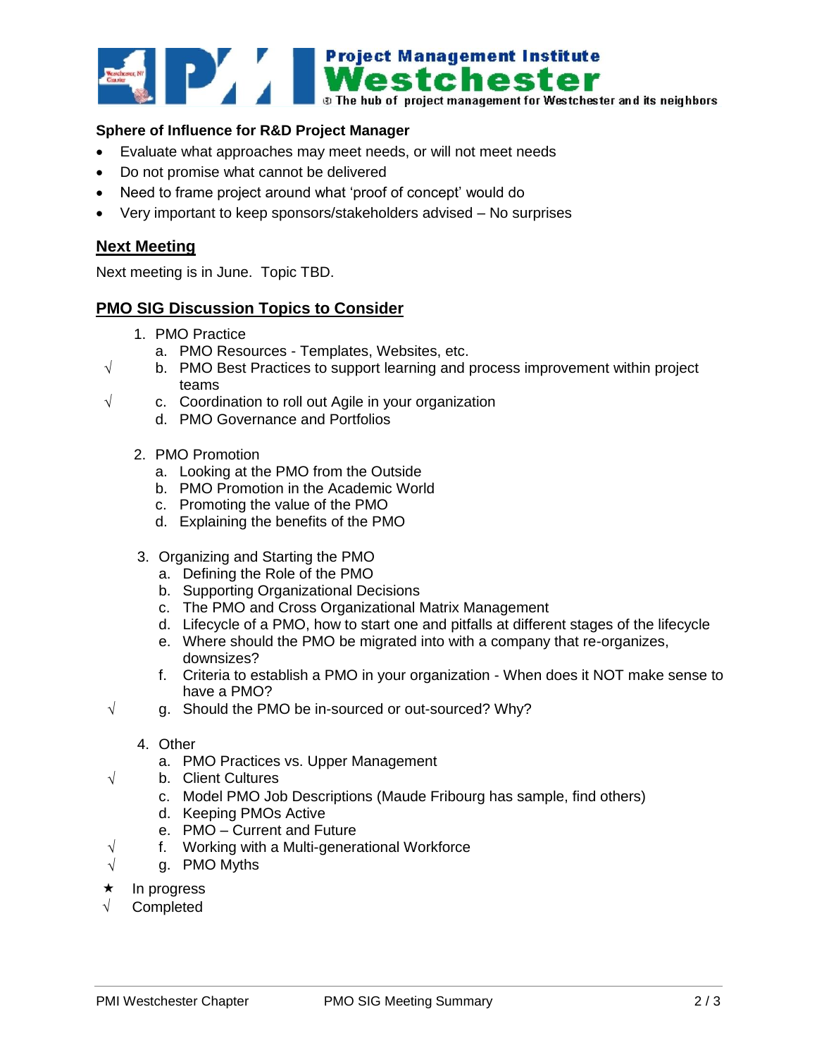**Sphere of Influence for R&D Project Manager**

- Evaluate what approaches may meet needs, or will not meet needs
- Do not promise what cannot be delivered
- Need to frame project around what 'proof of concept' would do
- Very important to keep sponsors/stakeholders advised – No surprises

## Next Meeting

Next meeting is in June. Topic TBD.

## PMO SIG Discussion Topics to Consider

1. PMO Practice
   a. PMO Resources - Templates, Websites, etc.
   √ b. PMO Best Practices to support learning and process improvement within project teams
   √ c. Coordination to roll out Agile in your organization
   d. PMO Governance and Portfolios

2. PMO Promotion
   a. Looking at the PMO from the Outside
   b. PMO Promotion in the Academic World
   c. Promoting the value of the PMO
   d. Explaining the benefits of the PMO

3. Organizing and Starting the PMO
   a. Defining the Role of the PMO
   b. Supporting Organizational Decisions
   c. The PMO and Cross Organizational Matrix Management
   d. Lifecycle of a PMO, how to start one and pitfalls at different stages of the lifecycle
   e. Where should the PMO be migrated into with a company that re-organizes, downsizes?
   f. Criteria to establish a PMO in your organization - When does it NOT make sense to have a PMO?
   √ g. Should the PMO be in-sourced or out-sourced? Why?

4. Other
   a. PMO Practices vs. Upper Management
   √ b. Client Cultures
   c. Model PMO Job Descriptions (Maude Fribourg has sample, find others)
   d. Keeping PMOs Active
   e. PMO – Current and Future
   √ f. Working with a Multi-generational Workforce
   √ g. PMO Myths

★ In progress
√ Completed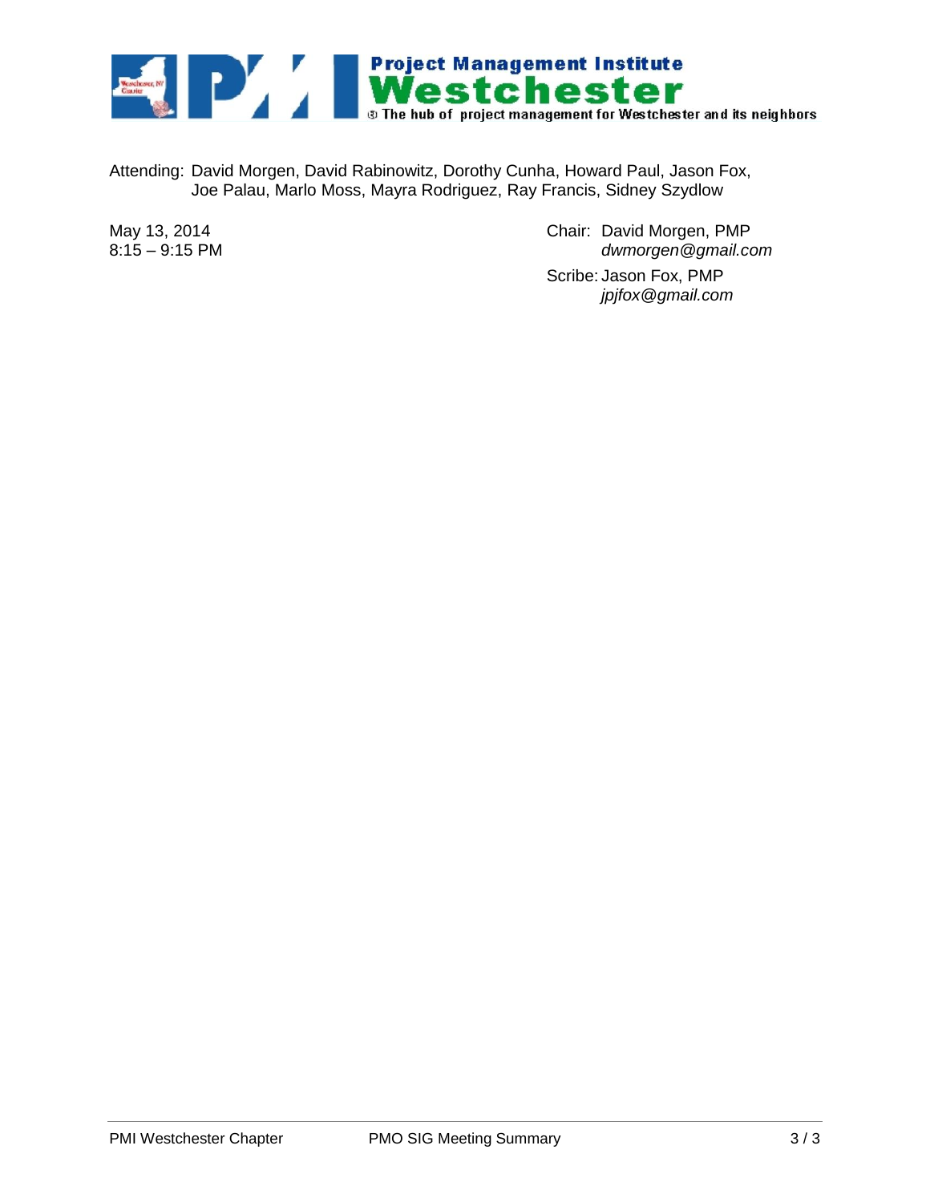Project Management Institute
Westchester
The hub of project management for Westchester and its neighbors

Attending: David Morgen, David Rabinowitz, Dorothy Cunha, Howard Paul, Jason Fox, Joe Palau, Marlo Moss, Mayra Rodriguez, Ray Francis, Sidney Szydlow

May 13, 2014
8:15 – 9:15 PM

Chair: David Morgen, PMP
*dwmorgen@gmail.com*

Scribe: Jason Fox, PMP
*jpjfox@gmail.com*